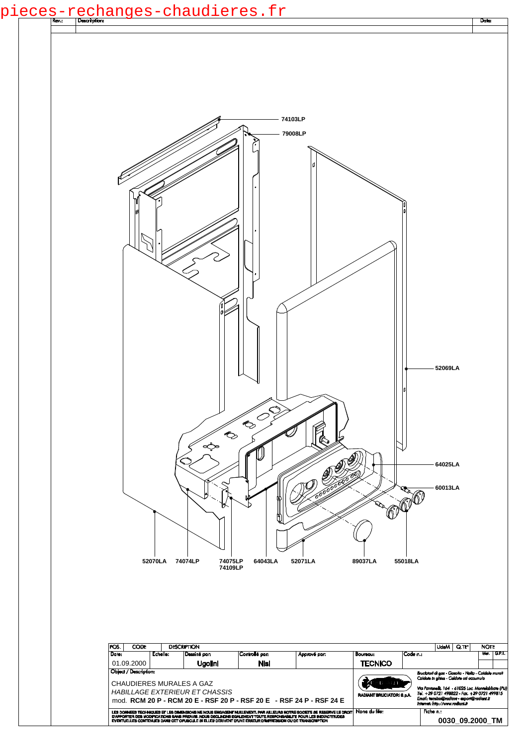pieces-rechanges-chaudieres.fr

| Rev.: | Description: | Date: |
|---|---|---|
| | | |

74103LP
79008LP
52069LA
64025LA
60013LA
52070LA
74074LP
74075LP
74109LP
64043LA
52071LA
89037LA
55018LA

| POS. | CODE | DESCRIPTION | UdeM | Q.TE' | NOTE |
|---|---|---|---|---|---|

| Date: | Echelle: | Dessiné par: | Controllé par: | Approvè par: | Bureau: | Code n.: |
|---|---|---|---|---|---|---|
| 01.09.2000 | | Ugolini | Nisi | | TECNICO | |

Object / Description:

CHAUDIERES MURALES A GAZ

*HABILLAGE EXTERIEUR ET CHASSIS*

mod. **RCM 20 P - RCM 20 E - RSF 20 P - RSF 20 E - RSF 24 P - RSF 24 E**

RADIANT BRUCIATORI S.p.A.

*Bruciatori di gas - Gasolio - Nafta - Caldaie murali*
*Caldaie in ghisa - Caldaie ad accumulo*

*Via Pantanelli, 164 - 61025 Loc. Montelabbate (PU)*
*Tel. +39 0721 498822 - Fax. +39 0721 499815*
*Email: tecnico@radiant - export@radiant.it*
*Internet: http://www.radiant.it*

LES DONNEES TECHNIQUES ET LES DIMENSIONS NE NOUS ENGAGENT NULLEMENT. PAR AILLEURS NOTRE SOCIETE SE RESERVE LE DROIT D'APPORTER DES MODIFICATIONS SANS PREAVIS. NOUS DECLINONS EGALEMENT TOUTE RESPONSABILITE POUR LES INEXACTITUDES EVENTUELLES CONTENUES DANS CET OPUSCULE SI ELLES DERIVENT D'UNE ERREUR D'IMPRESSION OU DE TRANSCRIPTION

Nome du file:

Fiche n.: **0030_09.2000_TM**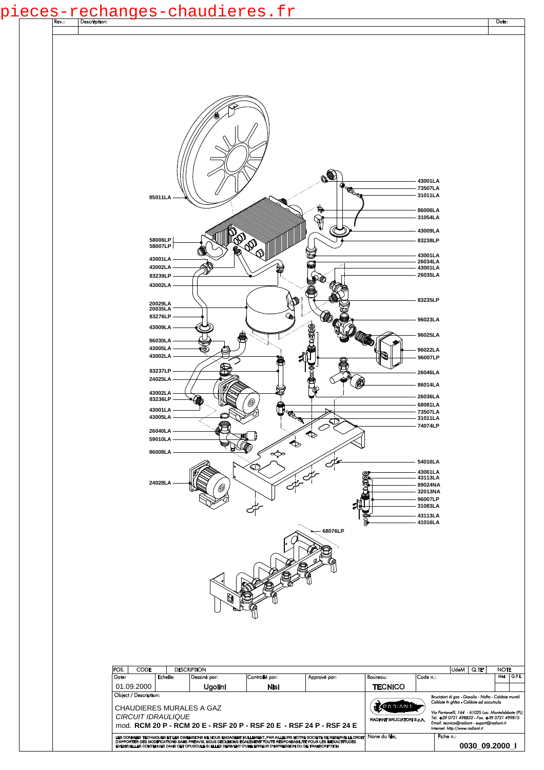pieces-rechanges-chaudieres.fr

| Rev.: | Description: | Date: |
|---|---|---|
| | | |

95011LA
58006LP
58007LP
43001LA
43002LA
83239LP
43002LA
20029LA
20035LA
83276LP
43009LA
96030LA
43005LA
43002LA
83237LP
24025LA
43002LA
83236LP
43001LA
43005LA
26040LA
59010LA
96008LA
24028LA

43001LA
73507LA
31011LA
86006LA
31054LA
43009LA
83238LP
43001LA
26034LA
43001LA
26035LA
83235LP
96023LA
96025LA
96022LA
96007LP
26046LA
86014LA
26036LA
68081LA
73507LA
31011LA
74074LP
54016LA
43061LA
43113LA
89024NA
32013NA
96007LP
31083LA
43113LA
41016LA
68076LP

| POS. | CODE | DESCRIPTION | | | UdeM | Q.TE' | NOTE |
|---|---|---|---|---|---|---|---|
| Date: | Echelle: | Dessiné par: | Controllé par: | Approvè par: | Boureau: | Code n.: | Mat. / G.P.L |
| 01.09.2000 | | Ugolini | Nisi | | TECNICO | | |

Object / Description:

CHAUDIERES MURALES A GAZ

*CIRCUIT IDRAULIQUE*

mod. **RCM 20 P - RCM 20 E - RSF 20 P - RSF 20 E - RSF 24 P - RSF 24 E**

RADIANT BRUCIATORI S.p.A.

*Bruciatori di gas - Gasolio - Nafta - Caldaie murali Caldaie in ghisa - Caldaie ad accumulo*

*Via Pantanelli, 164 - 61025 Loc. Montelabbate (PU) Tel. +39 0721 498822 - Fax. +39 0721 499815 Email: tecnico@radiant - export@radiant.it Internet: http://www.radiant.it*

LES DONNEES TECHNIQUES ET LES DIMENSIONS NE NOUS ENGAGENT NULLEMENT. PAR AILLEURS NOTRE SOCIETE SE RESERVE LE DROIT D'APPORTER DES MODIFICATIONS SANS PREAVIS. NOUS DECLINONS EGALEMENT TOUTE RESPONSABILITE POUR LES INEXACTITUDES EVENTUELLES CONTENUES DANS CET OPUSCULE SI ELLES DERIVENT D'UNE ERREUR D'IMPRESSION OU DE TRANSCRIPTION

Nome du file:

Fiche n.: **0030_09.2000_I**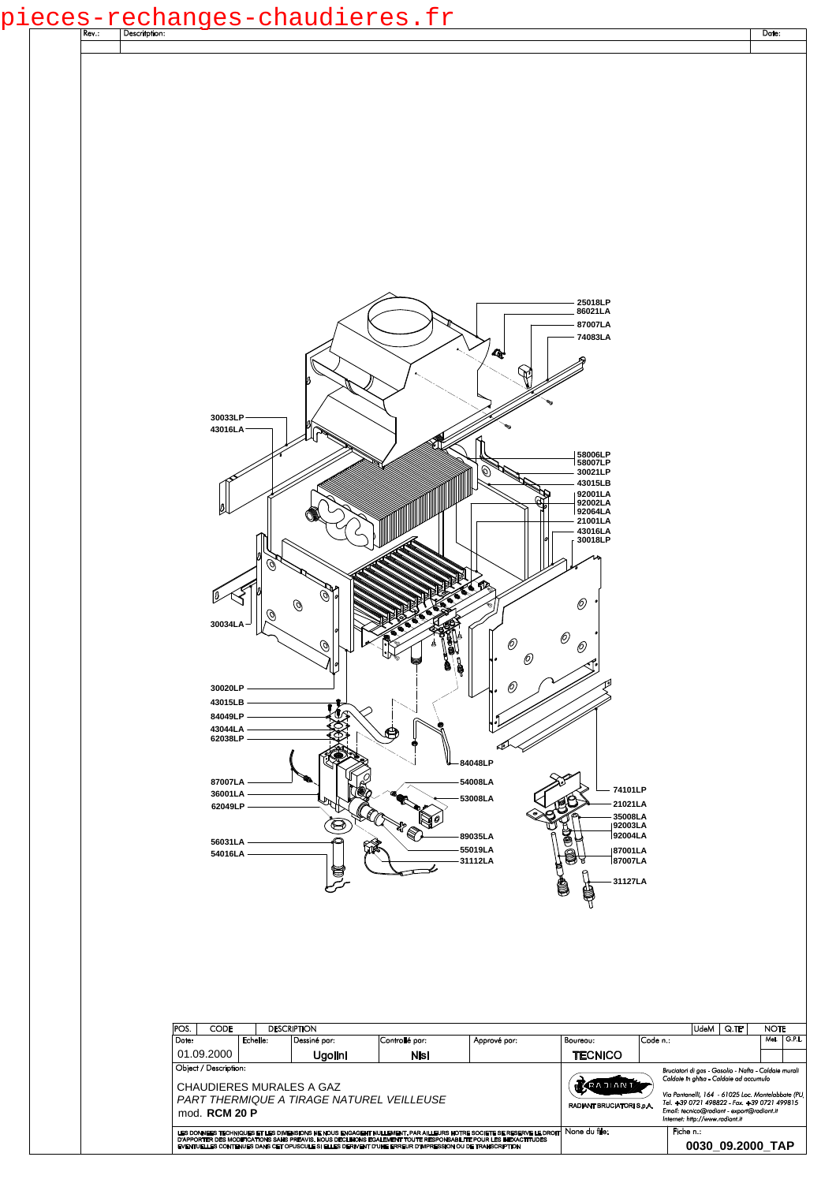pieces-rechanges-chaudieres.fr

| Rev.: | Description: | Date: |
|---|---|---|
| | | |

25018LP
86021LA
87007LA
74083LA

30033LP
43016LA

58006LP
58007LP
30021LP
43015LB
92001LA
92002LA
92064LA
21001LA
43016LA
30018LP

30034LA

30020LP
43015LB
84049LP
43044LA
62038LP

84048LP

87007LA
36001LA
62049LP

54008LA
53008LA

74101LP
21021LA
35008LA
92003LA
92004LA

89035LA
55019LA
31112LA

56031LA
54016LA

87001LA
87007LA

31127LA

| POS. | CODE | DESCRIPTION | UdeM | Q.TE' | NOTE |
|---|---|---|---|---|---|

| Date: | Echelle: | Dessiné par: | Controllé par: | Approvè par: | Boureau: | Code n.: |
|---|---|---|---|---|---|---|
| 01.09.2000 | | Ugolini | Nisi | | TECNICO | |

Object / Description:

CHAUDIERES MURALES A GAZ

*PART THERMIQUE A TIRAGE NATUREL VEILLEUSE*

mod. **RCM 20 P**

RADIANT BRUCIATORI S.p.A.

*Bruciatori di gas - Gasolio - Nafta - Caldaie murali*
*Caldaie in ghisa - Caldaie ad accumulo*

*Via Pantanelli, 164 - 61025 Loc. Montelabbate (PU)*
*Tel. +39 0721 498822 - Fax. +39 0721 499815*
*Email: tecnico@radiant - export@radiant.it*
*Internet: http://www.radiant.it*

LES DONNEES TECHNIQUES ET LES DIMENSIONS NE NOUS ENGAGENT NULLEMENT. PAR AILLEURS NOTRE SOCIETE SE RESERVE LE DROIT D'APPORTER DES MODIFICATIONS SANS PREAVIS. NOUS DECLINONS EGALEMENT TOUTE RESPONSABILITE POUR LES INEXACTITUDES EVENTUELLES CONTENUES DANS CET OPUSCULE SI ELLES DERIVENT D'UNE ERREUR D'IMPRESSION OU DE TRANSCRIPTION

Nome du file:

Fiche n.: **0030_09.2000_TAP**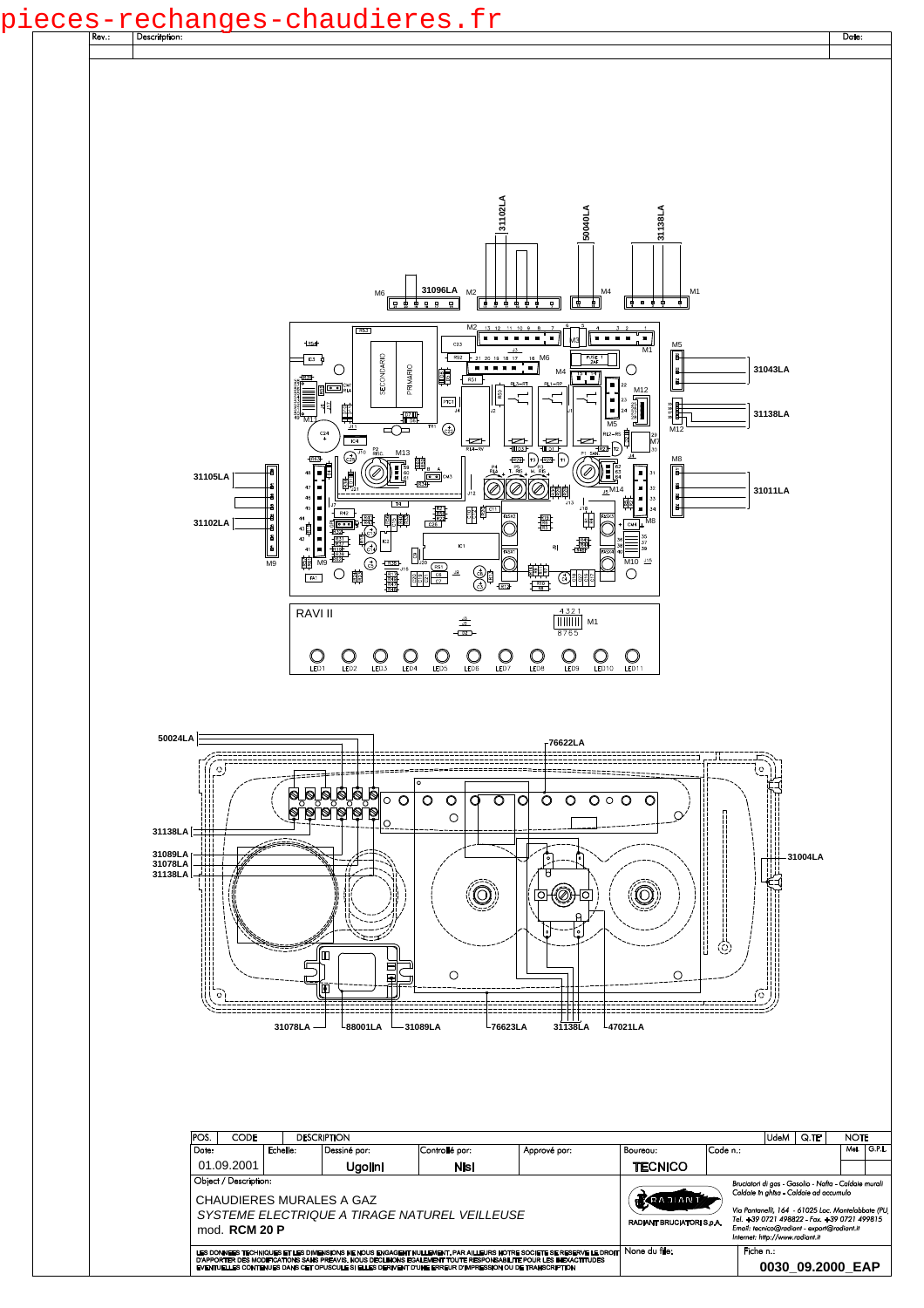pieces-rechanges-chaudieres.fr

| Rev.: | Description: | Date: |
|---|---|---|
| | | |

31102LA
50040LA
31138LA
31096LA
M6 M2 M4 M1
31043LA
31138LA
31011LA
31105LA
31102LA
SECONDARIO PRIMARIO
RAVI II
LED1 LED2 LED3 LED4 LED5 LED6 LED7 LED8 LED9 LED10 LED11

50024LA
76622LA
31138LA
31089LA
31078LA
31138LA
31004LA
31078LA 88001LA 31089LA 76623LA 31138LA 47021LA

| POS. | CODE | DESCRIPTION | UdeM | Q.TE' | NOTE | |
|---|---|---|---|---|---|---|
| | | | | | Mat. | G.P.L. |

| Date: | Echelle: | Dessiné par: | Controllé par: | Approvè par: | Boureau: | Code n.: |
|---|---|---|---|---|---|---|
| 01.09.2001 | | Ugolini | Nisi | | TECNICO | |

Object / Description:

CHAUDIERES MURALES A GAZ

*SYSTEME ELECTRIQUE A TIRAGE NATUREL VEILLEUSE*

mod. **RCM 20 P**

RADIANT BRUCIATORI S.p.A.

*Bruciatori di gas - Gasolio - Nafta - Caldaie murali*
*Caldaie in ghisa - Caldaie ad accumulo*

*Via Pantanelli, 164 - 61025 Loc. Montelabbate (PU)*
*Tel. +39 0721 498822 - Fax. +39 0721 499815*
*Email: tecnico@radiant - export@radiant.it*
*Internet: http://www.radiant.it*

LES DONNEES TECHNIQUES ET LES DIMENSIONS NE NOUS ENGAGENT NULLEMENT. PAR AILLEURS NOTRE SOCIETE SE RESERVE LE DROIT D'APPORTER DES MODIFICATIONS SANS PREAVIS. NOUS DECLINONS EGALEMENT TOUTE RESPONSABILITE POUR LES INEXACTITUDES EVENTUELLES CONTENUES DANS CET OPUSCULE SI ELLES DERIVENT D'UNE ERREUR D'IMPRESSION OU DE TRANSCRIPTION

Nome du file:

Fiche n.:

**0030_09.2000_EAP**